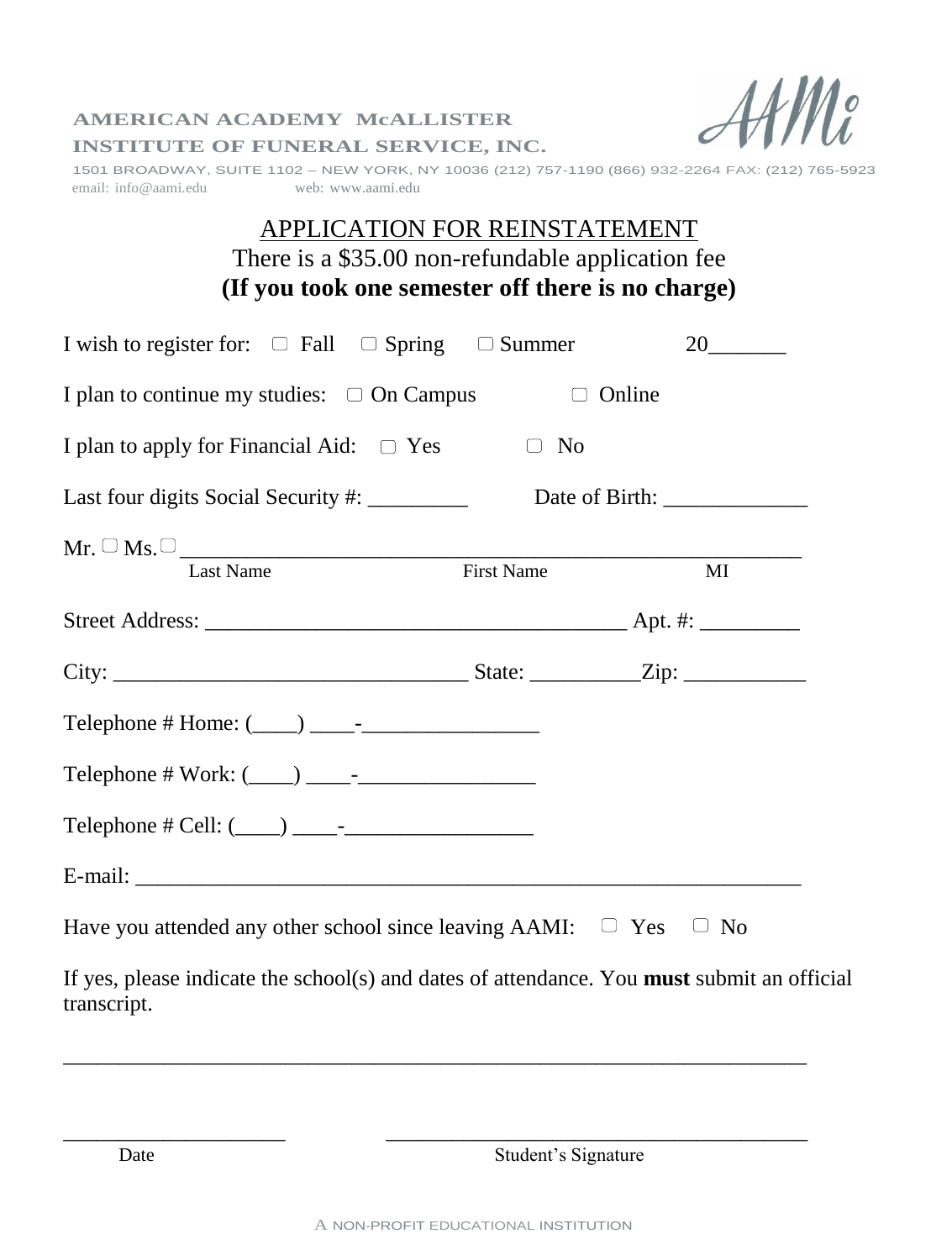AMERICAN ACADEMY McALLISTER
INSTITUTE OF FUNERAL SERVICE, INC.

AAMi

1501 BROADWAY, SUITE 1102 – NEW YORK, NY 10036 (212) 757-1190 (866) 932-2264 FAX: (212) 765-5923
email: info@aami.edu web: www.aami.edu

# APPLICATION FOR REINSTATEMENT

There is a $35.00 non-refundable application fee
**(If you took one semester off there is no charge)**

I wish to register for: ☐ Fall ☐ Spring ☐ Summer 20_______

I plan to continue my studies: ☐ On Campus ☐ Online

I plan to apply for Financial Aid: ☐ Yes ☐ No

Last four digits Social Security #: _________ Date of Birth: _____________

Mr. ☐ Ms. ☐ ________________________________________________________
Last Name First Name MI

Street Address: ______________________________________ Apt. #: _________

City: ________________________________ State: __________Zip: ___________

Telephone # Home: (____) ____-________________

Telephone # Work: (____) ____-________________

Telephone # Cell: (____) ____-_________________

E-mail: ____________________________________________________________

Have you attended any other school since leaving AAMI: ☐ Yes ☐ No

If yes, please indicate the school(s) and dates of attendance. You **must** submit an official transcript.

___________________________________________________________________

____________________ ______________________________________
Date Student's Signature

A NON-PROFIT EDUCATIONAL INSTITUTION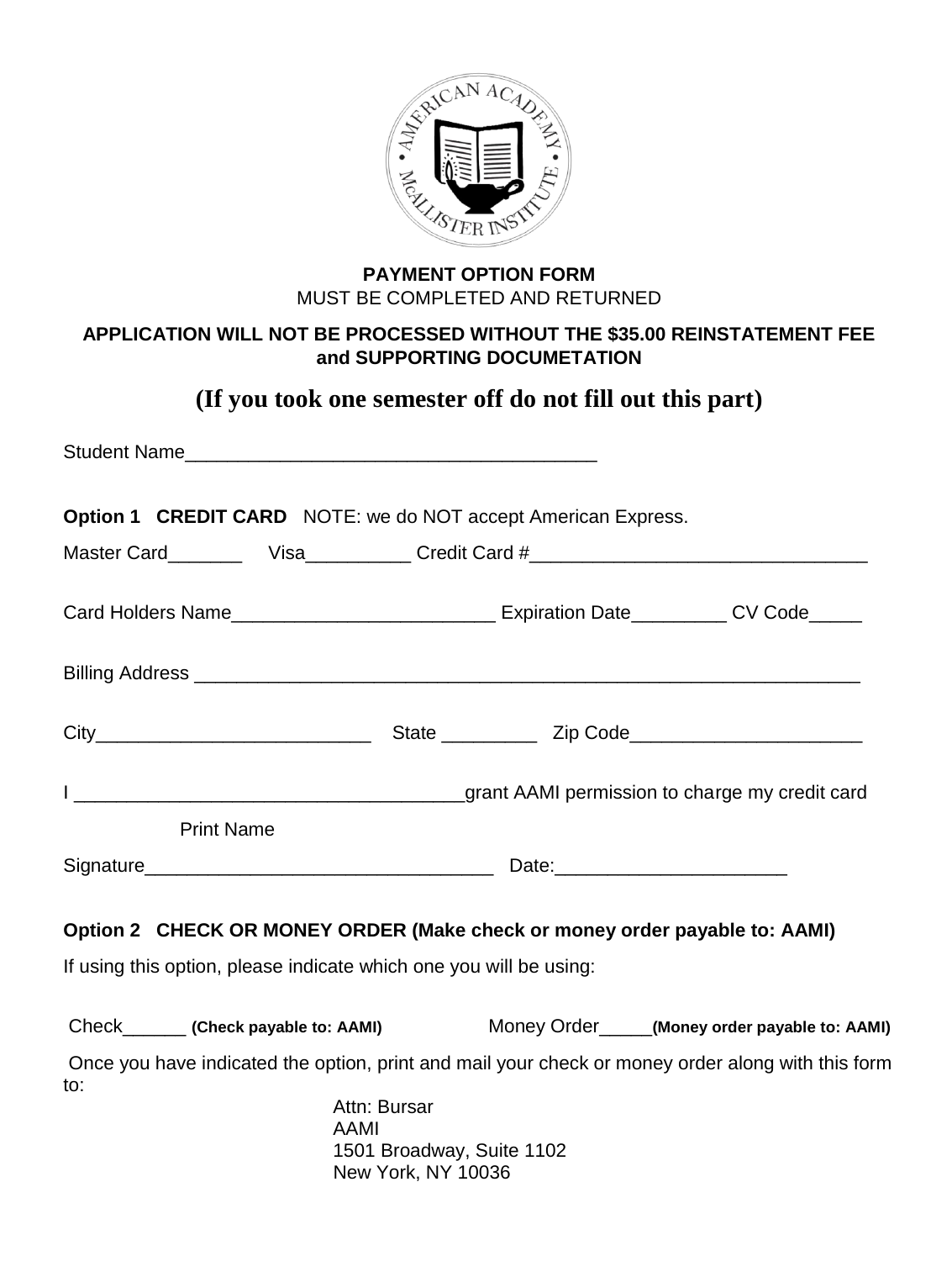**PAYMENT OPTION FORM**
MUST BE COMPLETED AND RETURNED

**APPLICATION WILL NOT BE PROCESSED WITHOUT THE $35.00 REINSTATEMENT FEE and SUPPORTING DOCUMETATION**

## (If you took one semester off do not fill out this part)

Student Name_______________________________________

**Option 1 CREDIT CARD** NOTE: we do NOT accept American Express.

Master Card_______ Visa__________ Credit Card #________________________________

Card Holders Name________________________ Expiration Date_________ CV Code_____

Billing Address _______________________________________________________________

City__________________________ State _________ Zip Code______________________

I _____________________________________grant AAMI permission to charge my credit card

Print Name

Signature_________________________________ Date:_____________________

**Option 2 CHECK OR MONEY ORDER (Make check or money order payable to: AAMI)**

If using this option, please indicate which one you will be using:

Check______ **(Check payable to: AAMI)** Money Order_____**(Money order payable to: AAMI)**

Once you have indicated the option, print and mail your check or money order along with this form to:

Attn: Bursar
AAMI
1501 Broadway, Suite 1102
New York, NY 10036